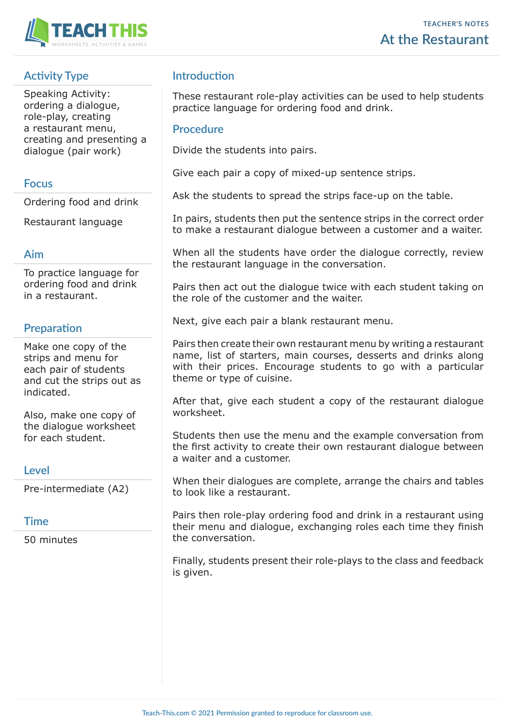# At the Restaurant

TEACHER'S NOTES

## Activity Type

Speaking Activity: ordering a dialogue, role-play, creating a restaurant menu, creating and presenting a dialogue (pair work)

## Focus

Ordering food and drink

Restaurant language

## Aim

To practice language for ordering food and drink in a restaurant.

## Preparation

Make one copy of the strips and menu for each pair of students and cut the strips out as indicated.

Also, make one copy of the dialogue worksheet for each student.

## Level

Pre-intermediate (A2)

## Time

50 minutes

## Introduction

These restaurant role-play activities can be used to help students practice language for ordering food and drink.

## Procedure

Divide the students into pairs.

Give each pair a copy of mixed-up sentence strips.

Ask the students to spread the strips face-up on the table.

In pairs, students then put the sentence strips in the correct order to make a restaurant dialogue between a customer and a waiter.

When all the students have order the dialogue correctly, review the restaurant language in the conversation.

Pairs then act out the dialogue twice with each student taking on the role of the customer and the waiter.

Next, give each pair a blank restaurant menu.

Pairs then create their own restaurant menu by writing a restaurant name, list of starters, main courses, desserts and drinks along with their prices. Encourage students to go with a particular theme or type of cuisine.

After that, give each student a copy of the restaurant dialogue worksheet.

Students then use the menu and the example conversation from the first activity to create their own restaurant dialogue between a waiter and a customer.

When their dialogues are complete, arrange the chairs and tables to look like a restaurant.

Pairs then role-play ordering food and drink in a restaurant using their menu and dialogue, exchanging roles each time they finish the conversation.

Finally, students present their role-plays to the class and feedback is given.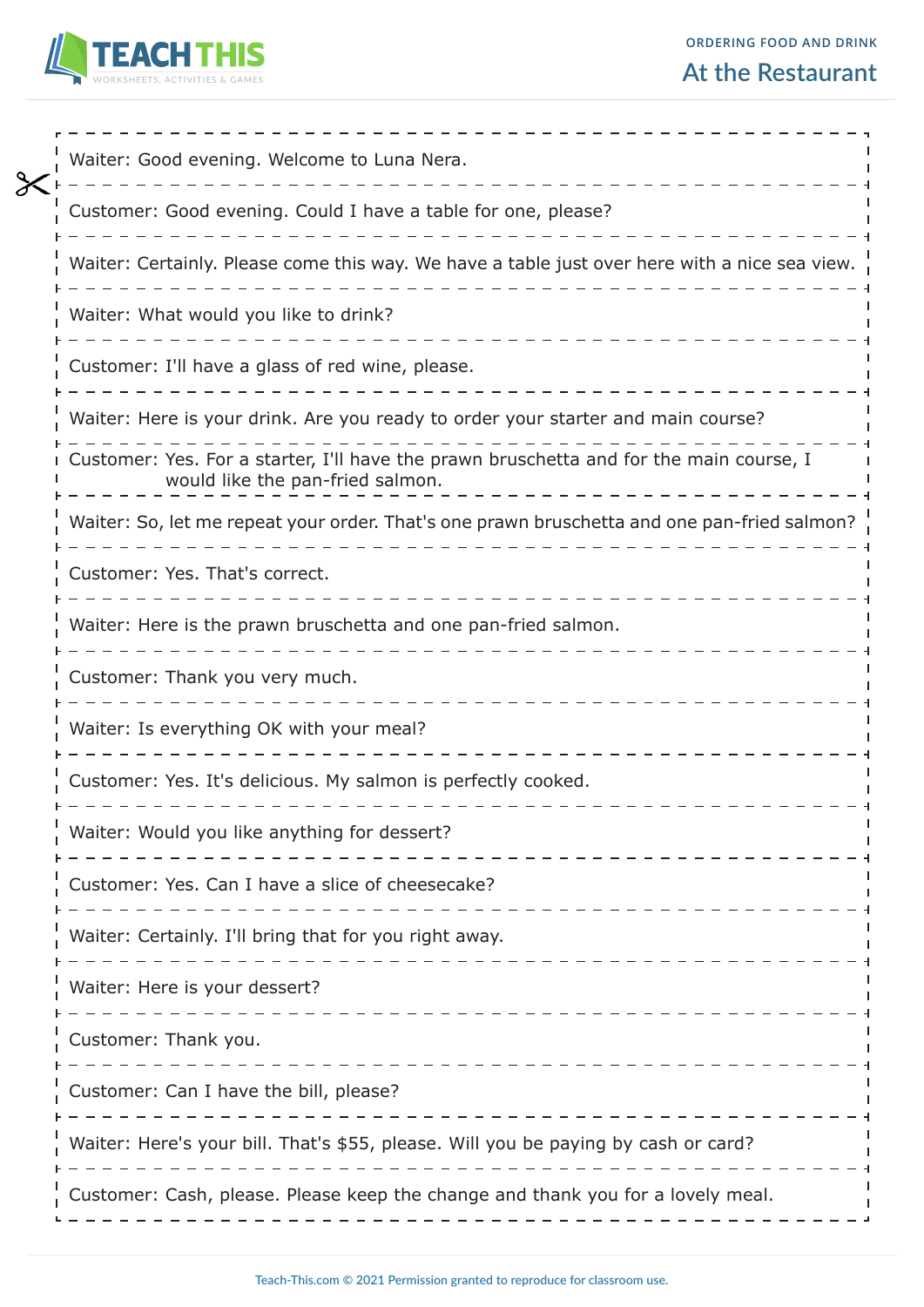## ORDERING FOOD AND DRINK

# At the Restaurant

Waiter: Good evening. Welcome to Luna Nera.

Customer: Good evening. Could I have a table for one, please?

Waiter: Certainly. Please come this way. We have a table just over here with a nice sea view.

Waiter: What would you like to drink?

Customer: I'll have a glass of red wine, please.

Waiter: Here is your drink. Are you ready to order your starter and main course?

Customer: Yes. For a starter, I'll have the prawn bruschetta and for the main course, I would like the pan-fried salmon.

Waiter: So, let me repeat your order. That's one prawn bruschetta and one pan-fried salmon?

Customer: Yes. That's correct.

Waiter: Here is the prawn bruschetta and one pan-fried salmon.

Customer: Thank you very much.

Waiter: Is everything OK with your meal?

Customer: Yes. It's delicious. My salmon is perfectly cooked.

Waiter: Would you like anything for dessert?

Customer: Yes. Can I have a slice of cheesecake?

Waiter: Certainly. I'll bring that for you right away.

Waiter: Here is your dessert?

Customer: Thank you.

Customer: Can I have the bill, please?

Waiter: Here's your bill. That's $55, please. Will you be paying by cash or card?

Customer: Cash, please. Please keep the change and thank you for a lovely meal.

Teach-This.com © 2021 Permission granted to reproduce for classroom use.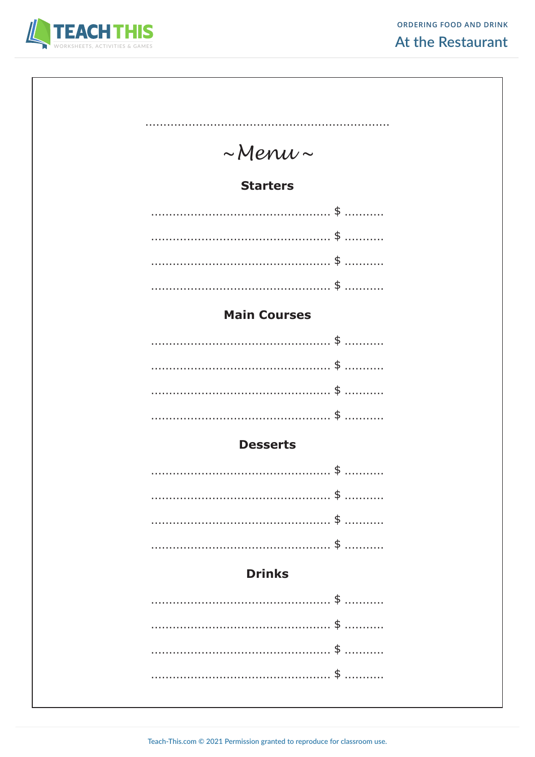......................................................................

# ~ Menu ~

## Starters

.................................................. $ ...........

.................................................. $ ...........

.................................................. $ ...........

.................................................. $ ...........

## Main Courses

.................................................. $ ...........

.................................................. $ ...........

.................................................. $ ...........

.................................................. $ ...........

## Desserts

.................................................. $ ...........

.................................................. $ ...........

.................................................. $ ...........

.................................................. $ ...........

## Drinks

.................................................. $ ...........

.................................................. $ ...........

.................................................. $ ...........

.................................................. $ ...........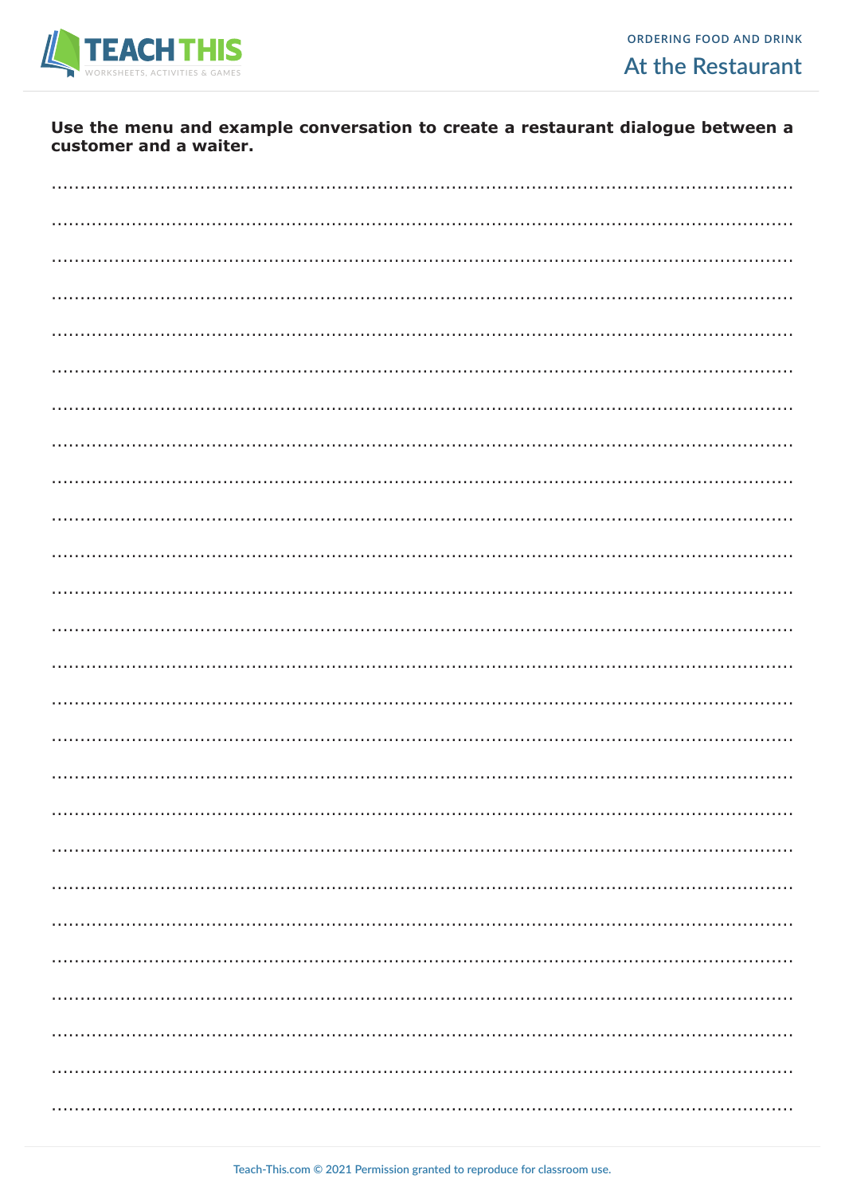**Use the menu and example conversation to create a restaurant dialogue between a customer and a waiter.**

........................................................................................................................

........................................................................................................................

........................................................................................................................

........................................................................................................................

........................................................................................................................

........................................................................................................................

........................................................................................................................

........................................................................................................................

........................................................................................................................

........................................................................................................................

........................................................................................................................

........................................................................................................................

........................................................................................................................

........................................................................................................................

........................................................................................................................

........................................................................................................................

........................................................................................................................

........................................................................................................................

........................................................................................................................

........................................................................................................................

........................................................................................................................

........................................................................................................................

........................................................................................................................

........................................................................................................................

........................................................................................................................

........................................................................................................................

Teach-This.com © 2021 Permission granted to reproduce for classroom use.